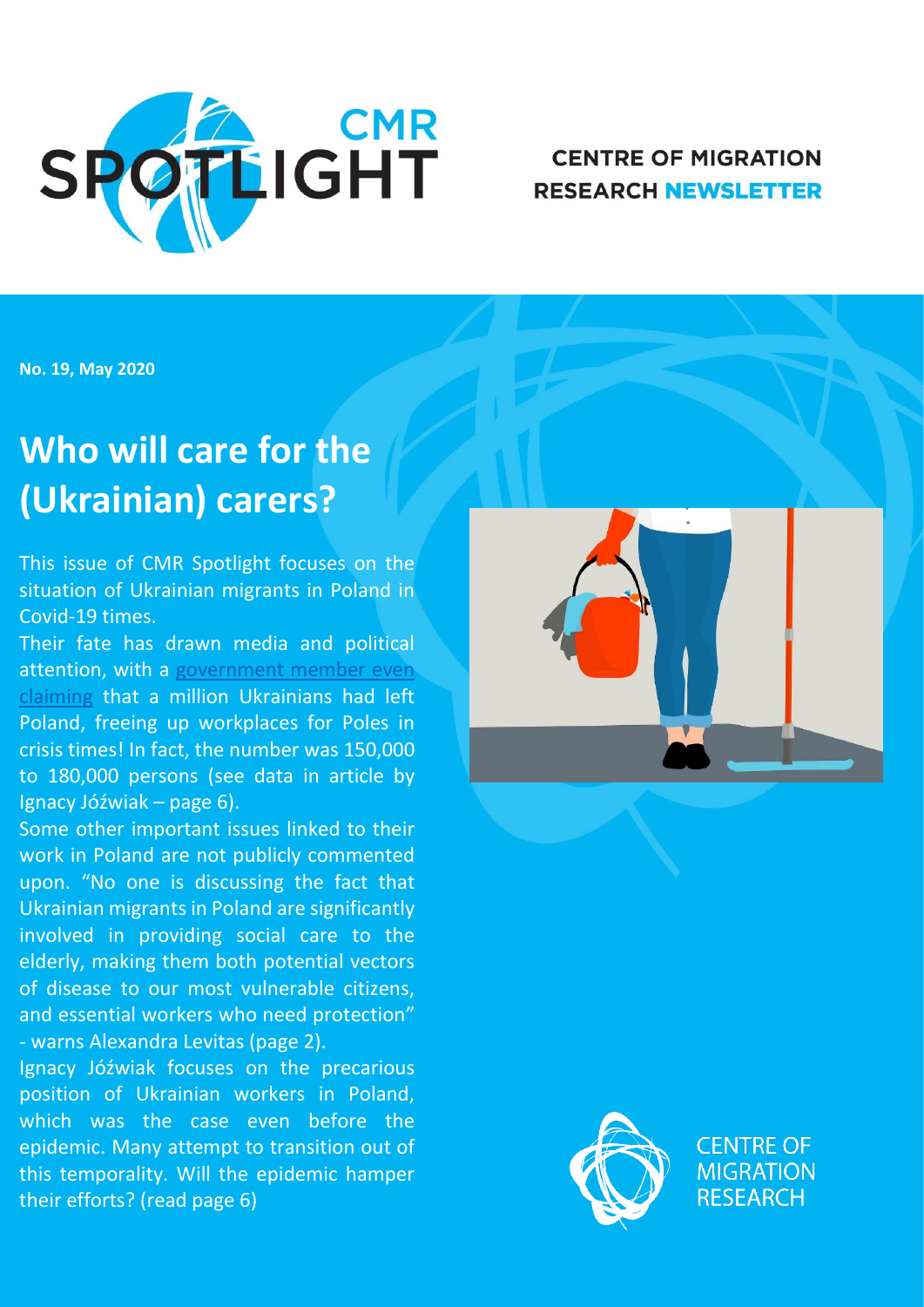# CMR SPOTLIGHT

**CENTRE OF MIGRATION RESEARCH NEWSLETTER**

**No. 19, May 2020**

# Who will care for the (Ukrainian) carers?

This issue of CMR Spotlight focuses on the situation of Ukrainian migrants in Poland in Covid-19 times.

Their fate has drawn media and political attention, with a government member even claiming that a million Ukrainians had left Poland, freeing up workplaces for Poles in crisis times! In fact, the number was 150,000 to 180,000 persons (see data in article by Ignacy Jóźwiak – page 6).

Some other important issues linked to their work in Poland are not publicly commented upon. "No one is discussing the fact that Ukrainian migrants in Poland are significantly involved in providing social care to the elderly, making them both potential vectors of disease to our most vulnerable citizens, and essential workers who need protection" - warns Alexandra Levitas (page 2).

Ignacy Jóźwiak focuses on the precarious position of Ukrainian workers in Poland, which was the case even before the epidemic. Many attempt to transition out of this temporality. Will the epidemic hamper their efforts? (read page 6)

CENTRE OF MIGRATION RESEARCH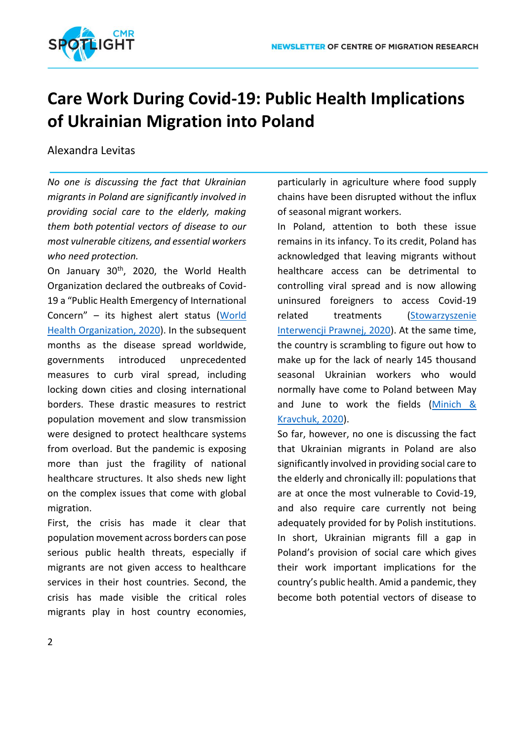# Care Work During Covid-19: Public Health Implications of Ukrainian Migration into Poland

Alexandra Levitas

*No one is discussing the fact that Ukrainian migrants in Poland are significantly involved in providing social care to the elderly, making them both potential vectors of disease to our most vulnerable citizens, and essential workers who need protection.*

On January 30th, 2020, the World Health Organization declared the outbreaks of Covid-19 a "Public Health Emergency of International Concern" – its highest alert status ([World Health Organization, 2020]). In the subsequent months as the disease spread worldwide, governments introduced unprecedented measures to curb viral spread, including locking down cities and closing international borders. These drastic measures to restrict population movement and slow transmission were designed to protect healthcare systems from overload. But the pandemic is exposing more than just the fragility of national healthcare structures. It also sheds new light on the complex issues that come with global migration.

First, the crisis has made it clear that population movement across borders can pose serious public health threats, especially if migrants are not given access to healthcare services in their host countries. Second, the crisis has made visible the critical roles migrants play in host country economies, particularly in agriculture where food supply chains have been disrupted without the influx of seasonal migrant workers.

In Poland, attention to both these issue remains in its infancy. To its credit, Poland has acknowledged that leaving migrants without healthcare access can be detrimental to controlling viral spread and is now allowing uninsured foreigners to access Covid-19 related treatments ([Stowarzyszenie Interwencji Prawnej, 2020]). At the same time, the country is scrambling to figure out how to make up for the lack of nearly 145 thousand seasonal Ukrainian workers who would normally have come to Poland between May and June to work the fields ([Minich & Kravchuk, 2020]).

So far, however, no one is discussing the fact that Ukrainian migrants in Poland are also significantly involved in providing social care to the elderly and chronically ill: populations that are at once the most vulnerable to Covid-19, and also require care currently not being adequately provided for by Polish institutions. In short, Ukrainian migrants fill a gap in Poland's provision of social care which gives their work important implications for the country's public health. Amid a pandemic, they become both potential vectors of disease to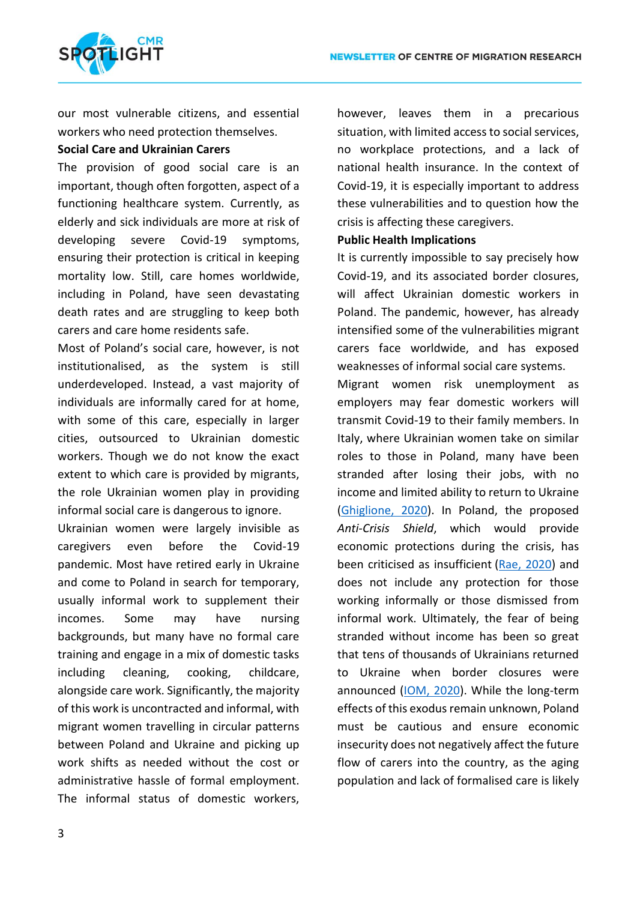our most vulnerable citizens, and essential workers who need protection themselves.

**Social Care and Ukrainian Carers**

The provision of good social care is an important, though often forgotten, aspect of a functioning healthcare system. Currently, as elderly and sick individuals are more at risk of developing severe Covid-19 symptoms, ensuring their protection is critical in keeping mortality low. Still, care homes worldwide, including in Poland, have seen devastating death rates and are struggling to keep both carers and care home residents safe.

Most of Poland's social care, however, is not institutionalised, as the system is still underdeveloped. Instead, a vast majority of individuals are informally cared for at home, with some of this care, especially in larger cities, outsourced to Ukrainian domestic workers. Though we do not know the exact extent to which care is provided by migrants, the role Ukrainian women play in providing informal social care is dangerous to ignore.

Ukrainian women were largely invisible as caregivers even before the Covid-19 pandemic. Most have retired early in Ukraine and come to Poland in search for temporary, usually informal work to supplement their incomes. Some may have nursing backgrounds, but many have no formal care training and engage in a mix of domestic tasks including cleaning, cooking, childcare, alongside care work. Significantly, the majority of this work is uncontracted and informal, with migrant women travelling in circular patterns between Poland and Ukraine and picking up work shifts as needed without the cost or administrative hassle of formal employment. The informal status of domestic workers, however, leaves them in a precarious situation, with limited access to social services, no workplace protections, and a lack of national health insurance. In the context of Covid-19, it is especially important to address these vulnerabilities and to question how the crisis is affecting these caregivers.

**Public Health Implications**

It is currently impossible to say precisely how Covid-19, and its associated border closures, will affect Ukrainian domestic workers in Poland. The pandemic, however, has already intensified some of the vulnerabilities migrant carers face worldwide, and has exposed weaknesses of informal social care systems.

Migrant women risk unemployment as employers may fear domestic workers will transmit Covid-19 to their family members. In Italy, where Ukrainian women take on similar roles to those in Poland, many have been stranded after losing their jobs, with no income and limited ability to return to Ukraine (Ghiglione, 2020). In Poland, the proposed *Anti-Crisis Shield*, which would provide economic protections during the crisis, has been criticised as insufficient (Rae, 2020) and does not include any protection for those working informally or those dismissed from informal work. Ultimately, the fear of being stranded without income has been so great that tens of thousands of Ukrainians returned to Ukraine when border closures were announced (IOM, 2020). While the long-term effects of this exodus remain unknown, Poland must be cautious and ensure economic insecurity does not negatively affect the future flow of carers into the country, as the aging population and lack of formalised care is likely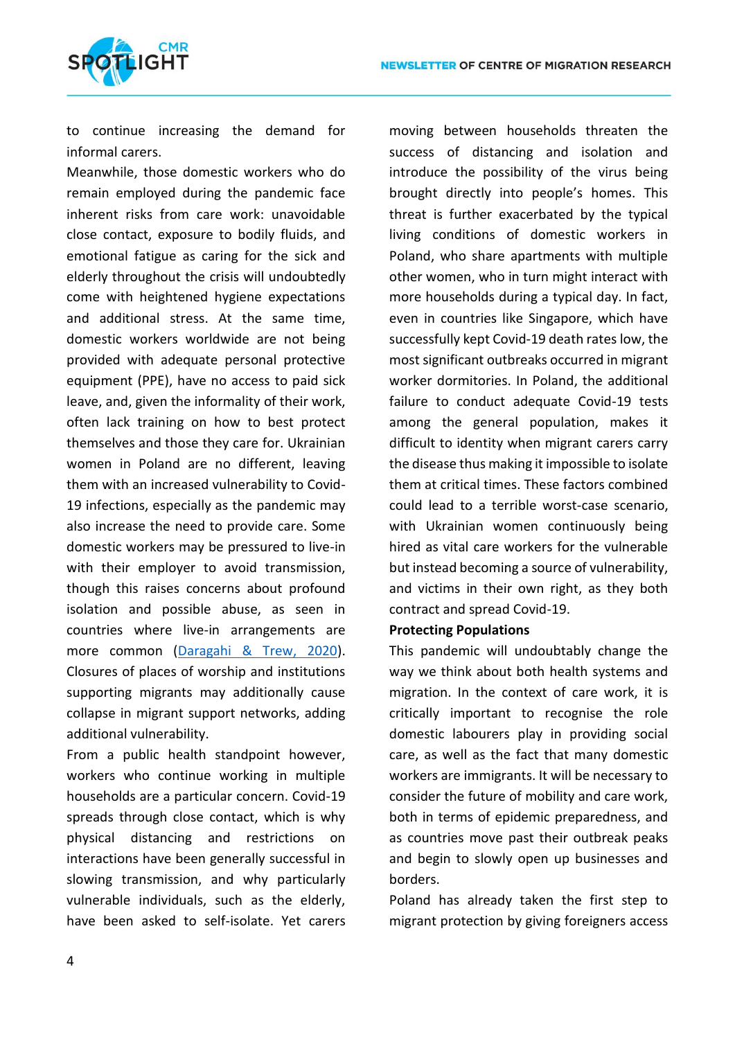to continue increasing the demand for informal carers.

Meanwhile, those domestic workers who do remain employed during the pandemic face inherent risks from care work: unavoidable close contact, exposure to bodily fluids, and emotional fatigue as caring for the sick and elderly throughout the crisis will undoubtedly come with heightened hygiene expectations and additional stress. At the same time, domestic workers worldwide are not being provided with adequate personal protective equipment (PPE), have no access to paid sick leave, and, given the informality of their work, often lack training on how to best protect themselves and those they care for. Ukrainian women in Poland are no different, leaving them with an increased vulnerability to Covid-19 infections, especially as the pandemic may also increase the need to provide care. Some domestic workers may be pressured to live-in with their employer to avoid transmission, though this raises concerns about profound isolation and possible abuse, as seen in countries where live-in arrangements are more common ([Daragahi & Trew, 2020]). Closures of places of worship and institutions supporting migrants may additionally cause collapse in migrant support networks, adding additional vulnerability.

From a public health standpoint however, workers who continue working in multiple households are a particular concern. Covid-19 spreads through close contact, which is why physical distancing and restrictions on interactions have been generally successful in slowing transmission, and why particularly vulnerable individuals, such as the elderly, have been asked to self-isolate. Yet carers moving between households threaten the success of distancing and isolation and introduce the possibility of the virus being brought directly into people's homes. This threat is further exacerbated by the typical living conditions of domestic workers in Poland, who share apartments with multiple other women, who in turn might interact with more households during a typical day. In fact, even in countries like Singapore, which have successfully kept Covid-19 death rates low, the most significant outbreaks occurred in migrant worker dormitories. In Poland, the additional failure to conduct adequate Covid-19 tests among the general population, makes it difficult to identity when migrant carers carry the disease thus making it impossible to isolate them at critical times. These factors combined could lead to a terrible worst-case scenario, with Ukrainian women continuously being hired as vital care workers for the vulnerable but instead becoming a source of vulnerability, and victims in their own right, as they both contract and spread Covid-19.

**Protecting Populations**

This pandemic will undoubtably change the way we think about both health systems and migration. In the context of care work, it is critically important to recognise the role domestic labourers play in providing social care, as well as the fact that many domestic workers are immigrants. It will be necessary to consider the future of mobility and care work, both in terms of epidemic preparedness, and as countries move past their outbreak peaks and begin to slowly open up businesses and borders.

Poland has already taken the first step to migrant protection by giving foreigners access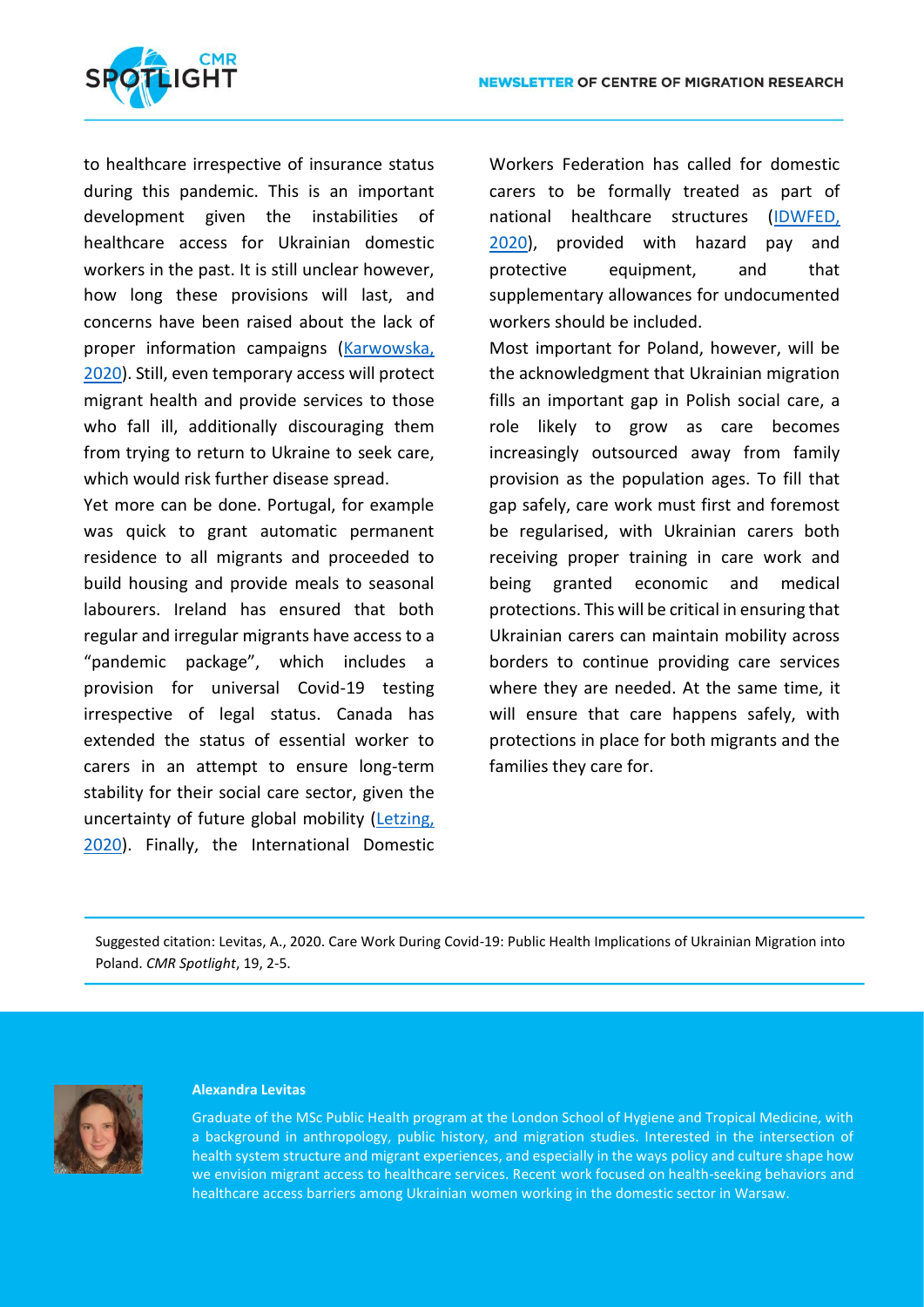to healthcare irrespective of insurance status during this pandemic. This is an important development given the instabilities of healthcare access for Ukrainian domestic workers in the past. It is still unclear however, how long these provisions will last, and concerns have been raised about the lack of proper information campaigns (Karwowska, 2020). Still, even temporary access will protect migrant health and provide services to those who fall ill, additionally discouraging them from trying to return to Ukraine to seek care, which would risk further disease spread.

Yet more can be done. Portugal, for example was quick to grant automatic permanent residence to all migrants and proceeded to build housing and provide meals to seasonal labourers. Ireland has ensured that both regular and irregular migrants have access to a "pandemic package", which includes a provision for universal Covid-19 testing irrespective of legal status. Canada has extended the status of essential worker to carers in an attempt to ensure long-term stability for their social care sector, given the uncertainty of future global mobility (Letzing, 2020). Finally, the International Domestic Workers Federation has called for domestic carers to be formally treated as part of national healthcare structures (IDWFED, 2020), provided with hazard pay and protective equipment, and that supplementary allowances for undocumented workers should be included.

Most important for Poland, however, will be the acknowledgment that Ukrainian migration fills an important gap in Polish social care, a role likely to grow as care becomes increasingly outsourced away from family provision as the population ages. To fill that gap safely, care work must first and foremost be regularised, with Ukrainian carers both receiving proper training in care work and being granted economic and medical protections. This will be critical in ensuring that Ukrainian carers can maintain mobility across borders to continue providing care services where they are needed. At the same time, it will ensure that care happens safely, with protections in place for both migrants and the families they care for.

---

Suggested citation: Levitas, A., 2020. Care Work During Covid-19: Public Health Implications of Ukrainian Migration into Poland. *CMR Spotlight*, 19, 2-5.

---

**Alexandra Levitas**

Graduate of the MSc Public Health program at the London School of Hygiene and Tropical Medicine, with a background in anthropology, public history, and migration studies. Interested in the intersection of health system structure and migrant experiences, and especially in the ways policy and culture shape how we envision migrant access to healthcare services. Recent work focused on health-seeking behaviors and healthcare access barriers among Ukrainian women working in the domestic sector in Warsaw.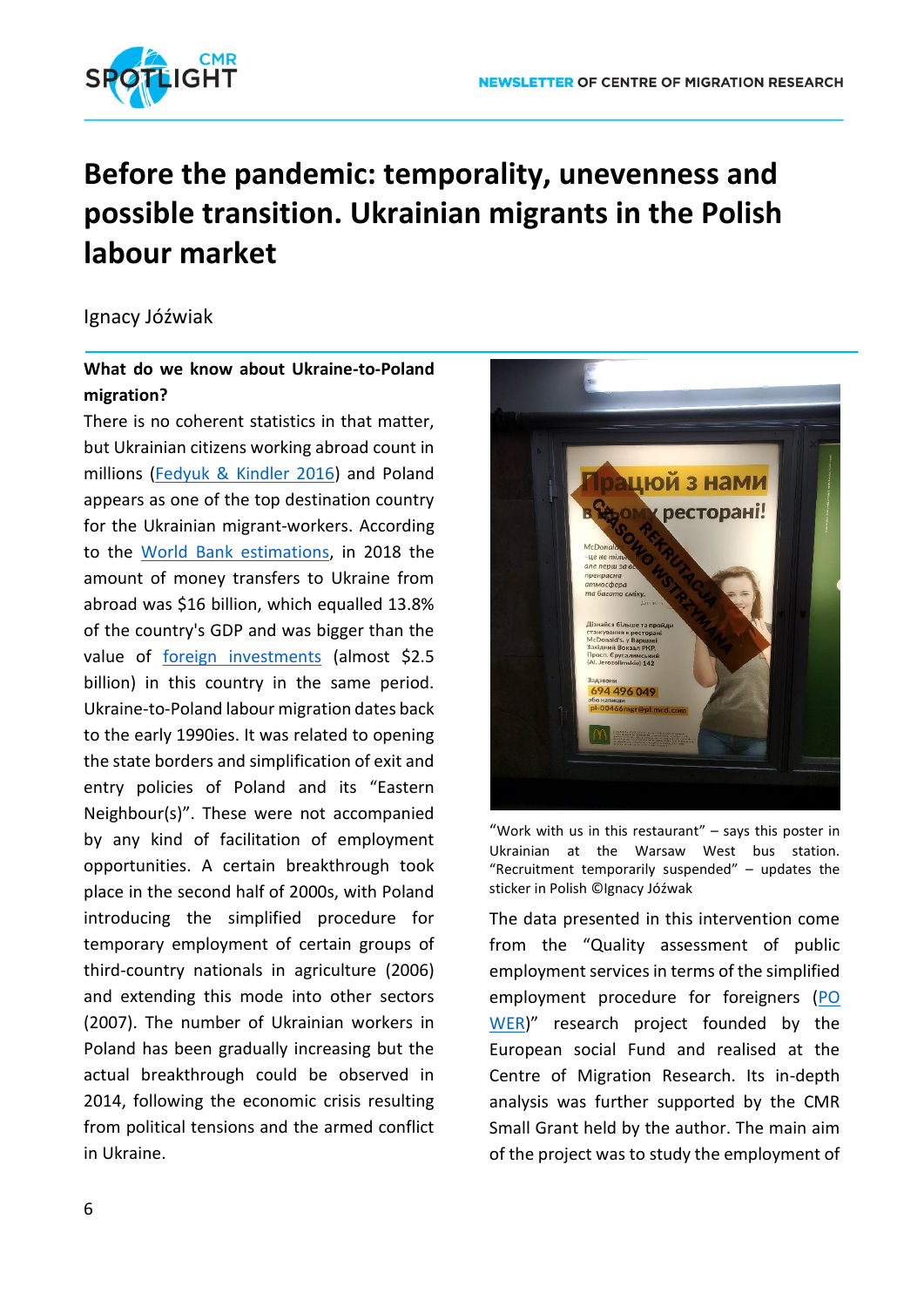# Before the pandemic: temporality, unevenness and possible transition. Ukrainian migrants in the Polish labour market

Ignacy Jóźwiak

**What do we know about Ukraine-to-Poland migration?**

There is no coherent statistics in that matter, but Ukrainian citizens working abroad count in millions (Fedyuk & Kindler 2016) and Poland appears as one of the top destination country for the Ukrainian migrant-workers. According to the World Bank estimations, in 2018 the amount of money transfers to Ukraine from abroad was $16 billion, which equalled 13.8% of the country's GDP and was bigger than the value of foreign investments (almost $2.5 billion) in this country in the same period. Ukraine-to-Poland labour migration dates back to the early 1990ies. It was related to opening the state borders and simplification of exit and entry policies of Poland and its "Eastern Neighbour(s)". These were not accompanied by any kind of facilitation of employment opportunities. A certain breakthrough took place in the second half of 2000s, with Poland introducing the simplified procedure for temporary employment of certain groups of third-country nationals in agriculture (2006) and extending this mode into other sectors (2007). The number of Ukrainian workers in Poland has been gradually increasing but the actual breakthrough could be observed in 2014, following the economic crisis resulting from political tensions and the armed conflict in Ukraine.

"Work with us in this restaurant" – says this poster in Ukrainian at the Warsaw West bus station. "Recruitment temporarily suspended" – updates the sticker in Polish ©Ignacy Jóźwak

The data presented in this intervention come from the "Quality assessment of public employment services in terms of the simplified employment procedure for foreigners (POWER)" research project founded by the European social Fund and realised at the Centre of Migration Research. Its in-depth analysis was further supported by the CMR Small Grant held by the author. The main aim of the project was to study the employment of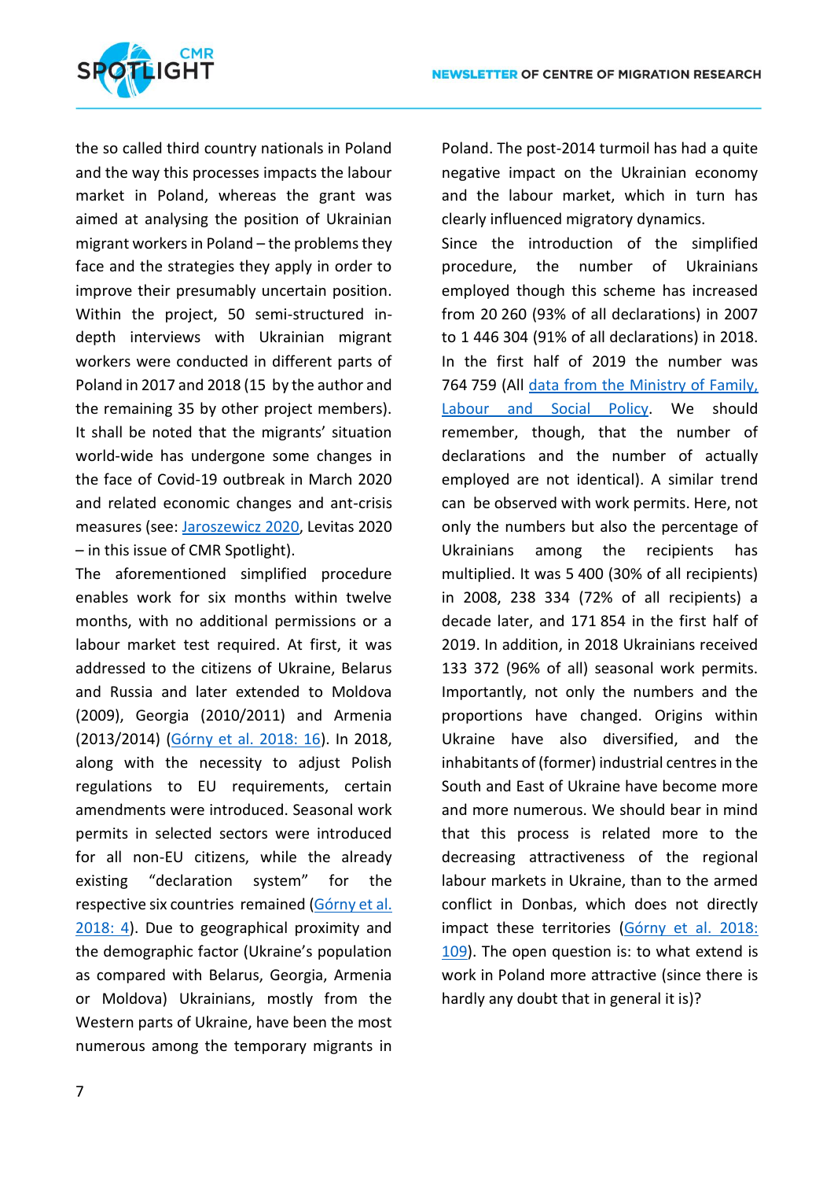the so called third country nationals in Poland and the way this processes impacts the labour market in Poland, whereas the grant was aimed at analysing the position of Ukrainian migrant workers in Poland – the problems they face and the strategies they apply in order to improve their presumably uncertain position. Within the project, 50 semi-structured in-depth interviews with Ukrainian migrant workers were conducted in different parts of Poland in 2017 and 2018 (15 by the author and the remaining 35 by other project members). It shall be noted that the migrants' situation world-wide has undergone some changes in the face of Covid-19 outbreak in March 2020 and related economic changes and ant-crisis measures (see: Jaroszewicz 2020, Levitas 2020 – in this issue of CMR Spotlight).

The aforementioned simplified procedure enables work for six months within twelve months, with no additional permissions or a labour market test required. At first, it was addressed to the citizens of Ukraine, Belarus and Russia and later extended to Moldova (2009), Georgia (2010/2011) and Armenia (2013/2014) (Górny et al. 2018: 16). In 2018, along with the necessity to adjust Polish regulations to EU requirements, certain amendments were introduced. Seasonal work permits in selected sectors were introduced for all non-EU citizens, while the already existing "declaration system" for the respective six countries remained (Górny et al. 2018: 4). Due to geographical proximity and the demographic factor (Ukraine's population as compared with Belarus, Georgia, Armenia or Moldova) Ukrainians, mostly from the Western parts of Ukraine, have been the most numerous among the temporary migrants in Poland. The post-2014 turmoil has had a quite negative impact on the Ukrainian economy and the labour market, which in turn has clearly influenced migratory dynamics.

Since the introduction of the simplified procedure, the number of Ukrainians employed though this scheme has increased from 20 260 (93% of all declarations) in 2007 to 1 446 304 (91% of all declarations) in 2018. In the first half of 2019 the number was 764 759 (All data from the Ministry of Family, Labour and Social Policy. We should remember, though, that the number of declarations and the number of actually employed are not identical). A similar trend can be observed with work permits. Here, not only the numbers but also the percentage of Ukrainians among the recipients has multiplied. It was 5 400 (30% of all recipients) in 2008, 238 334 (72% of all recipients) a decade later, and 171 854 in the first half of 2019. In addition, in 2018 Ukrainians received 133 372 (96% of all) seasonal work permits. Importantly, not only the numbers and the proportions have changed. Origins within Ukraine have also diversified, and the inhabitants of (former) industrial centres in the South and East of Ukraine have become more and more numerous. We should bear in mind that this process is related more to the decreasing attractiveness of the regional labour markets in Ukraine, than to the armed conflict in Donbas, which does not directly impact these territories (Górny et al. 2018: 109). The open question is: to what extend is work in Poland more attractive (since there is hardly any doubt that in general it is)?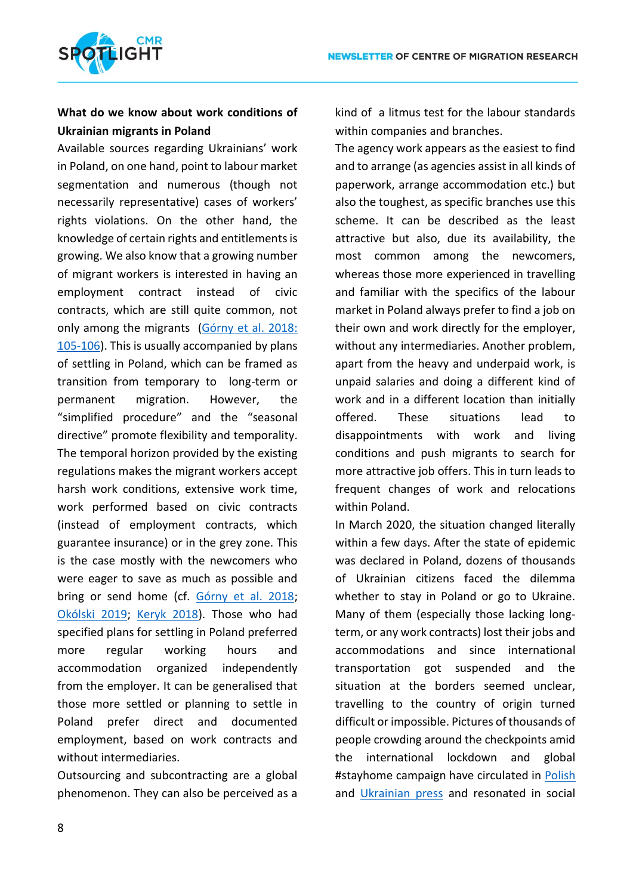**What do we know about work conditions of Ukrainian migrants in Poland**

Available sources regarding Ukrainians' work in Poland, on one hand, point to labour market segmentation and numerous (though not necessarily representative) cases of workers' rights violations. On the other hand, the knowledge of certain rights and entitlements is growing. We also know that a growing number of migrant workers is interested in having an employment contract instead of civic contracts, which are still quite common, not only among the migrants (Górny et al. 2018: 105-106). This is usually accompanied by plans of settling in Poland, which can be framed as transition from temporary to long-term or permanent migration. However, the "simplified procedure" and the "seasonal directive" promote flexibility and temporality. The temporal horizon provided by the existing regulations makes the migrant workers accept harsh work conditions, extensive work time, work performed based on civic contracts (instead of employment contracts, which guarantee insurance) or in the grey zone. This is the case mostly with the newcomers who were eager to save as much as possible and bring or send home (cf. Górny et al. 2018; Okólski 2019; Keryk 2018). Those who had specified plans for settling in Poland preferred more regular working hours and accommodation organized independently from the employer. It can be generalised that those more settled or planning to settle in Poland prefer direct and documented employment, based on work contracts and without intermediaries.

Outsourcing and subcontracting are a global phenomenon. They can also be perceived as a kind of a litmus test for the labour standards within companies and branches.

The agency work appears as the easiest to find and to arrange (as agencies assist in all kinds of paperwork, arrange accommodation etc.) but also the toughest, as specific branches use this scheme. It can be described as the least attractive but also, due its availability, the most common among the newcomers, whereas those more experienced in travelling and familiar with the specifics of the labour market in Poland always prefer to find a job on their own and work directly for the employer, without any intermediaries. Another problem, apart from the heavy and underpaid work, is unpaid salaries and doing a different kind of work and in a different location than initially offered. These situations lead to disappointments with work and living conditions and push migrants to search for more attractive job offers. This in turn leads to frequent changes of work and relocations within Poland.

In March 2020, the situation changed literally within a few days. After the state of epidemic was declared in Poland, dozens of thousands of Ukrainian citizens faced the dilemma whether to stay in Poland or go to Ukraine. Many of them (especially those lacking long-term, or any work contracts) lost their jobs and accommodations and since international transportation got suspended and the situation at the borders seemed unclear, travelling to the country of origin turned difficult or impossible. Pictures of thousands of people crowding around the checkpoints amid the international lockdown and global #stayhome campaign have circulated in Polish and Ukrainian press and resonated in social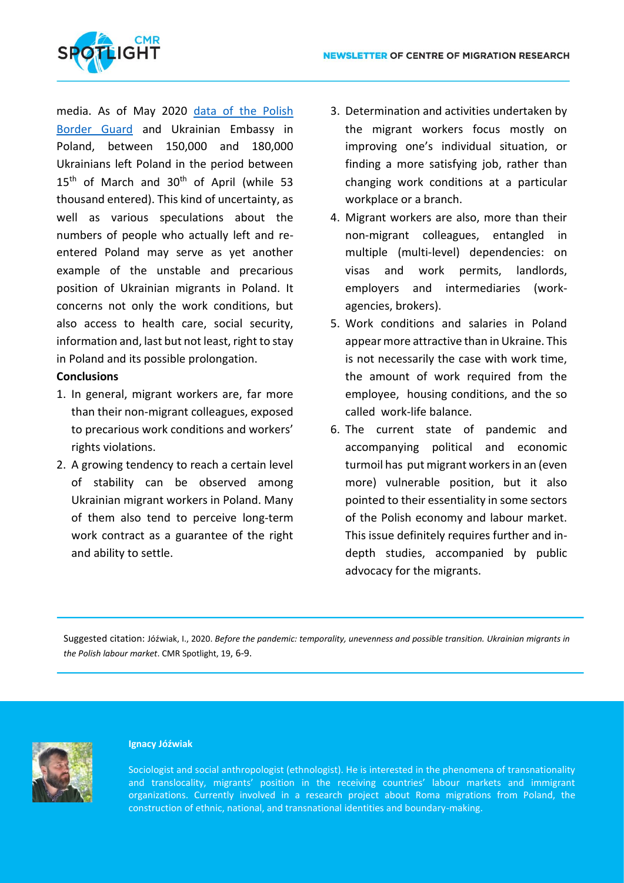media. As of May 2020 [data of the Polish Border Guard]() and Ukrainian Embassy in Poland, between 150,000 and 180,000 Ukrainians left Poland in the period between 15th of March and 30th of April (while 53 thousand entered). This kind of uncertainty, as well as various speculations about the numbers of people who actually left and re-entered Poland may serve as yet another example of the unstable and precarious position of Ukrainian migrants in Poland. It concerns not only the work conditions, but also access to health care, social security, information and, last but not least, right to stay in Poland and its possible prolongation.

**Conclusions**

1. In general, migrant workers are, far more than their non-migrant colleagues, exposed to precarious work conditions and workers' rights violations.
2. A growing tendency to reach a certain level of stability can be observed among Ukrainian migrant workers in Poland. Many of them also tend to perceive long-term work contract as a guarantee of the right and ability to settle.
3. Determination and activities undertaken by the migrant workers focus mostly on improving one's individual situation, or finding a more satisfying job, rather than changing work conditions at a particular workplace or a branch.
4. Migrant workers are also, more than their non-migrant colleagues, entangled in multiple (multi-level) dependencies: on visas and work permits, landlords, employers and intermediaries (work-agencies, brokers).
5. Work conditions and salaries in Poland appear more attractive than in Ukraine. This is not necessarily the case with work time, the amount of work required from the employee, housing conditions, and the so called work-life balance.
6. The current state of pandemic and accompanying political and economic turmoil has put migrant workers in an (even more) vulnerable position, but it also pointed to their essentiality in some sectors of the Polish economy and labour market. This issue definitely requires further and in-depth studies, accompanied by public advocacy for the migrants.

Suggested citation: Jóźwiak, I., 2020. *Before the pandemic: temporality, unevenness and possible transition. Ukrainian migrants in the Polish labour market*. CMR Spotlight, 19, 6-9.

**Ignacy Jóźwiak**

Sociologist and social anthropologist (ethnologist). He is interested in the phenomena of transnationality and translocality, migrants' position in the receiving countries' labour markets and immigrant organizations. Currently involved in a research project about Roma migrations from Poland, the construction of ethnic, national, and transnational identities and boundary-making.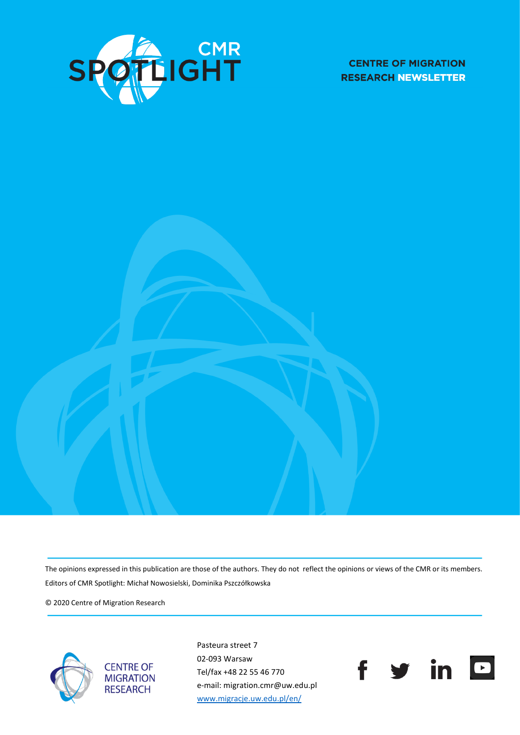CMR SPOTLIGHT

CENTRE OF MIGRATION RESEARCH NEWSLETTER

The opinions expressed in this publication are those of the authors. They do not reflect the opinions or views of the CMR or its members.

Editors of CMR Spotlight: Michał Nowosielski, Dominika Pszczółkowska

© 2020 Centre of Migration Research

CENTRE OF MIGRATION RESEARCH

Pasteura street 7
02-093 Warsaw
Tel/fax +48 22 55 46 770
e-mail: migration.cmr@uw.edu.pl
[www.migracje.uw.edu.pl/en/](http://www.migracje.uw.edu.pl/en/)